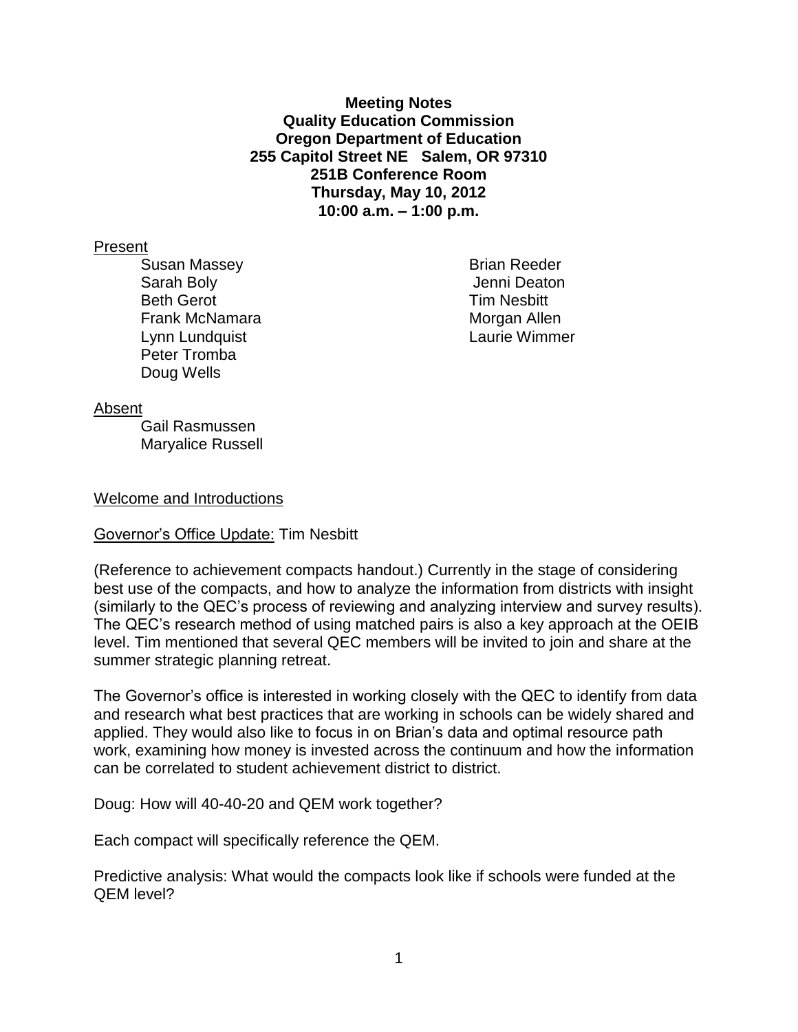**Meeting Notes**
**Quality Education Commission**
**Oregon Department of Education**
**255 Capitol Street NE Salem, OR 97310**
**251B Conference Room**
**Thursday, May 10, 2012**
**10:00 a.m. – 1:00 p.m.**

Present

- Susan Massey
- Sarah Boly
- Beth Gerot
- Frank McNamara
- Lynn Lundquist
- Peter Tromba
- Doug Wells
- Brian Reeder
- Jenni Deaton
- Tim Nesbitt
- Morgan Allen
- Laurie Wimmer

Absent

- Gail Rasmussen
- Maryalice Russell

Welcome and Introductions

Governor's Office Update: Tim Nesbitt

(Reference to achievement compacts handout.) Currently in the stage of considering best use of the compacts, and how to analyze the information from districts with insight (similarly to the QEC's process of reviewing and analyzing interview and survey results). The QEC's research method of using matched pairs is also a key approach at the OEIB level. Tim mentioned that several QEC members will be invited to join and share at the summer strategic planning retreat.

The Governor's office is interested in working closely with the QEC to identify from data and research what best practices that are working in schools can be widely shared and applied. They would also like to focus in on Brian's data and optimal resource path work, examining how money is invested across the continuum and how the information can be correlated to student achievement district to district.

Doug: How will 40-40-20 and QEM work together?

Each compact will specifically reference the QEM.

Predictive analysis: What would the compacts look like if schools were funded at the QEM level?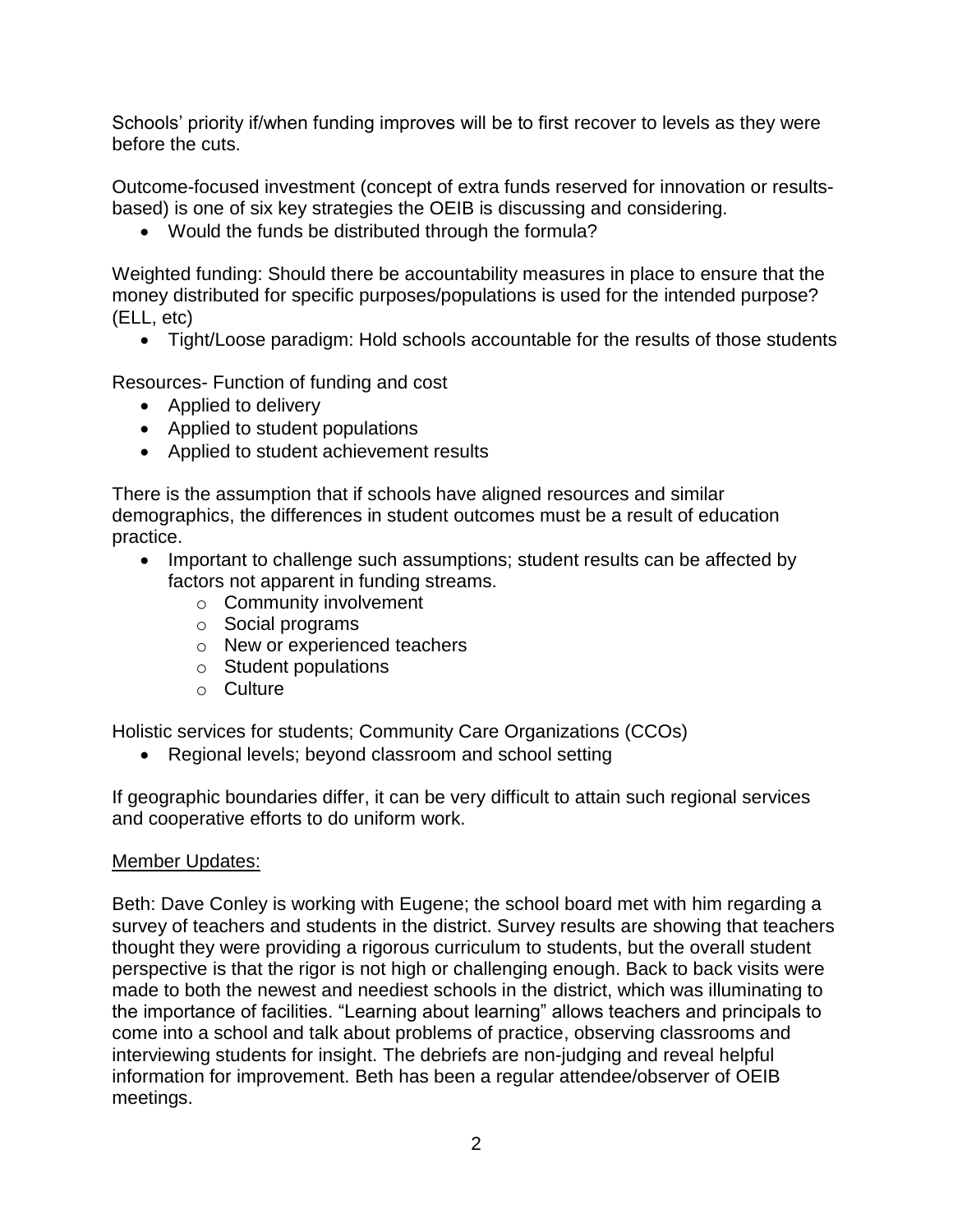Schools' priority if/when funding improves will be to first recover to levels as they were before the cuts.

Outcome-focused investment (concept of extra funds reserved for innovation or results-based) is one of six key strategies the OEIB is discussing and considering.

- Would the funds be distributed through the formula?

Weighted funding: Should there be accountability measures in place to ensure that the money distributed for specific purposes/populations is used for the intended purpose? (ELL, etc)

- Tight/Loose paradigm: Hold schools accountable for the results of those students

Resources- Function of funding and cost

- Applied to delivery
- Applied to student populations
- Applied to student achievement results

There is the assumption that if schools have aligned resources and similar demographics, the differences in student outcomes must be a result of education practice.

- Important to challenge such assumptions; student results can be affected by factors not apparent in funding streams.
    - Community involvement
    - Social programs
    - New or experienced teachers
    - Student populations
    - Culture

Holistic services for students; Community Care Organizations (CCOs)

- Regional levels; beyond classroom and school setting

If geographic boundaries differ, it can be very difficult to attain such regional services and cooperative efforts to do uniform work.

<u>Member Updates:</u>

Beth: Dave Conley is working with Eugene; the school board met with him regarding a survey of teachers and students in the district. Survey results are showing that teachers thought they were providing a rigorous curriculum to students, but the overall student perspective is that the rigor is not high or challenging enough. Back to back visits were made to both the newest and neediest schools in the district, which was illuminating to the importance of facilities. "Learning about learning" allows teachers and principals to come into a school and talk about problems of practice, observing classrooms and interviewing students for insight. The debriefs are non-judging and reveal helpful information for improvement. Beth has been a regular attendee/observer of OEIB meetings.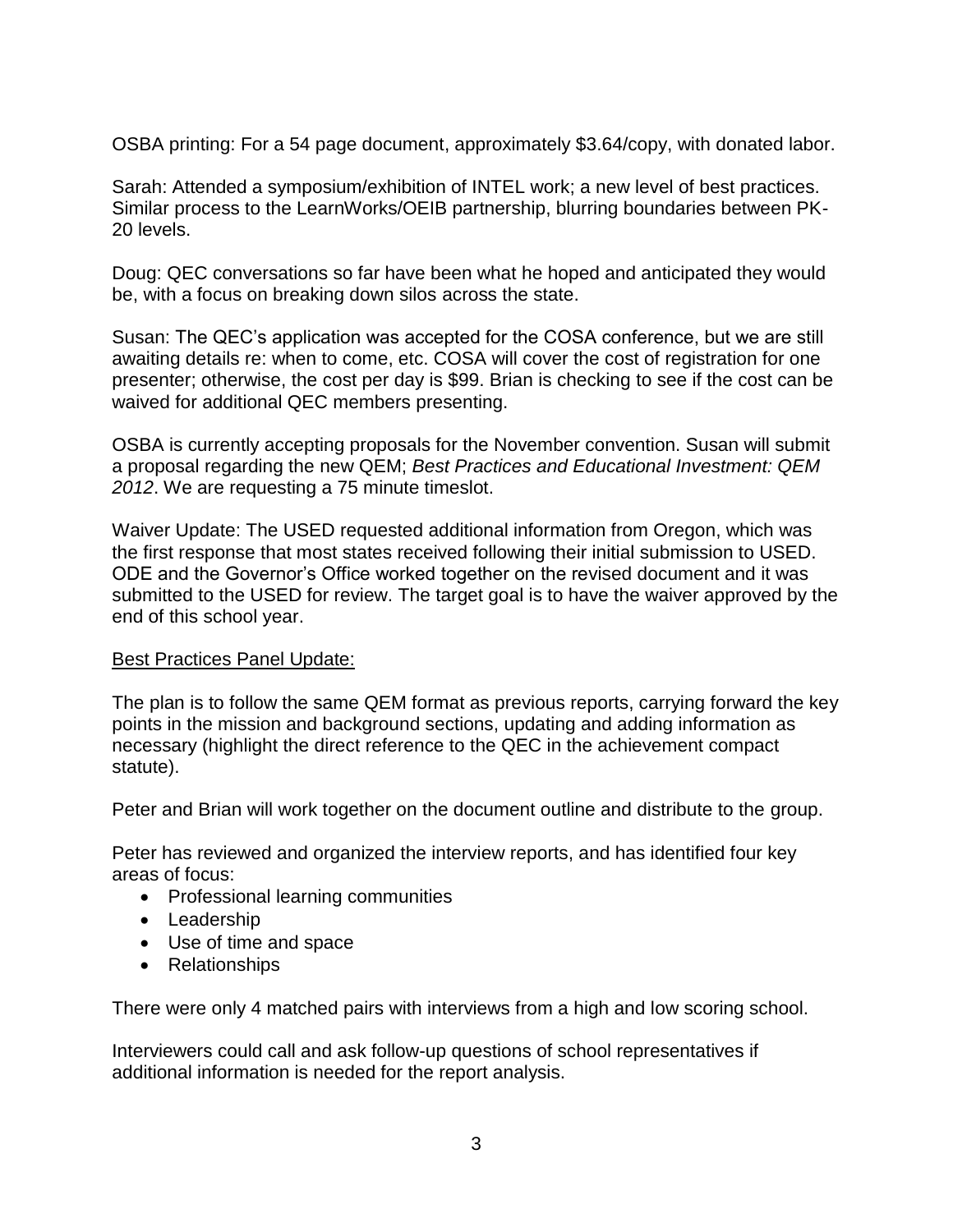OSBA printing: For a 54 page document, approximately $3.64/copy, with donated labor.

Sarah: Attended a symposium/exhibition of INTEL work; a new level of best practices. Similar process to the LearnWorks/OEIB partnership, blurring boundaries between PK-20 levels.

Doug: QEC conversations so far have been what he hoped and anticipated they would be, with a focus on breaking down silos across the state.

Susan: The QEC's application was accepted for the COSA conference, but we are still awaiting details re: when to come, etc. COSA will cover the cost of registration for one presenter; otherwise, the cost per day is $99. Brian is checking to see if the cost can be waived for additional QEC members presenting.

OSBA is currently accepting proposals for the November convention. Susan will submit a proposal regarding the new QEM; *Best Practices and Educational Investment: QEM 2012*. We are requesting a 75 minute timeslot.

Waiver Update: The USED requested additional information from Oregon, which was the first response that most states received following their initial submission to USED. ODE and the Governor's Office worked together on the revised document and it was submitted to the USED for review. The target goal is to have the waiver approved by the end of this school year.

<u>Best Practices Panel Update:</u>

The plan is to follow the same QEM format as previous reports, carrying forward the key points in the mission and background sections, updating and adding information as necessary (highlight the direct reference to the QEC in the achievement compact statute).

Peter and Brian will work together on the document outline and distribute to the group.

Peter has reviewed and organized the interview reports, and has identified four key areas of focus:

- Professional learning communities
- Leadership
- Use of time and space
- Relationships

There were only 4 matched pairs with interviews from a high and low scoring school.

Interviewers could call and ask follow-up questions of school representatives if additional information is needed for the report analysis.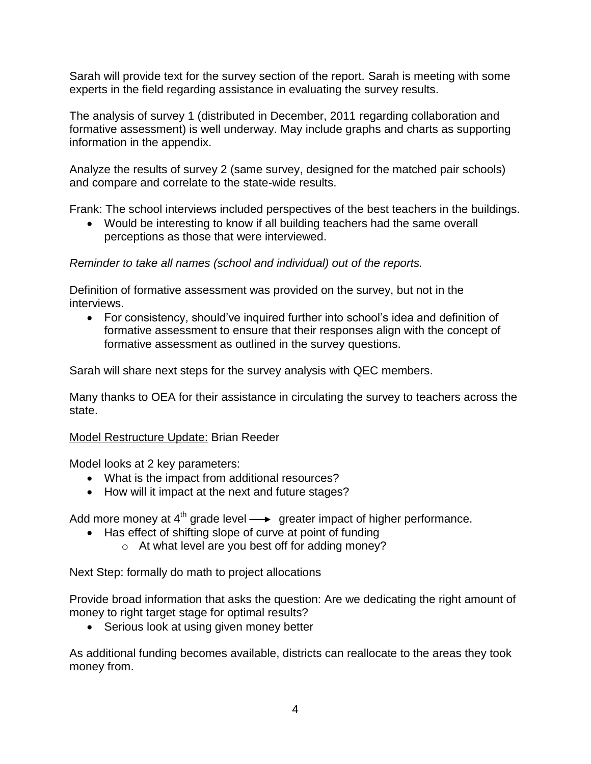Sarah will provide text for the survey section of the report. Sarah is meeting with some experts in the field regarding assistance in evaluating the survey results.

The analysis of survey 1 (distributed in December, 2011 regarding collaboration and formative assessment) is well underway. May include graphs and charts as supporting information in the appendix.

Analyze the results of survey 2 (same survey, designed for the matched pair schools) and compare and correlate to the state-wide results.

Frank: The school interviews included perspectives of the best teachers in the buildings.

- Would be interesting to know if all building teachers had the same overall perceptions as those that were interviewed.

*Reminder to take all names (school and individual) out of the reports.*

Definition of formative assessment was provided on the survey, but not in the interviews.

- For consistency, should've inquired further into school's idea and definition of formative assessment to ensure that their responses align with the concept of formative assessment as outlined in the survey questions.

Sarah will share next steps for the survey analysis with QEC members.

Many thanks to OEA for their assistance in circulating the survey to teachers across the state.

<u>Model Restructure Update:</u> Brian Reeder

Model looks at 2 key parameters:

- What is the impact from additional resources?
- How will it impact at the next and future stages?

Add more money at 4th grade level ⟶ greater impact of higher performance.

- Has effect of shifting slope of curve at point of funding
  - At what level are you best off for adding money?

Next Step: formally do math to project allocations

Provide broad information that asks the question: Are we dedicating the right amount of money to right target stage for optimal results?

- Serious look at using given money better

As additional funding becomes available, districts can reallocate to the areas they took money from.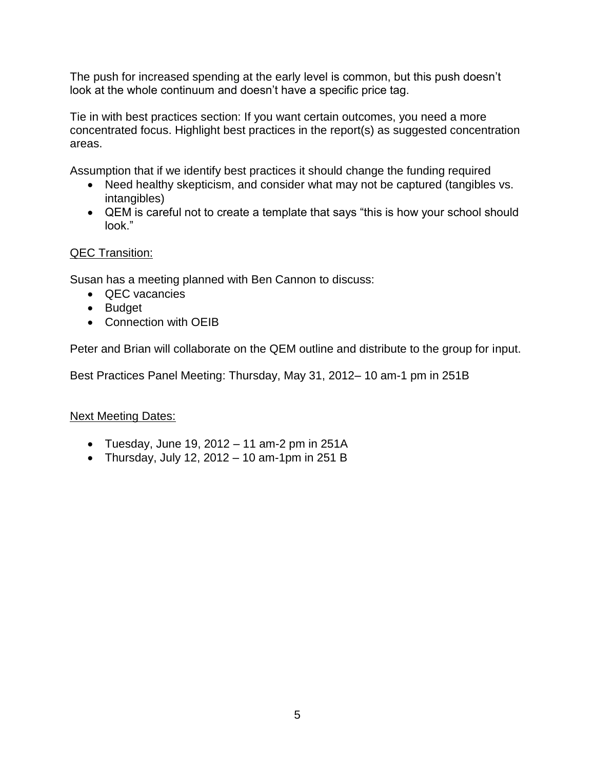The push for increased spending at the early level is common, but this push doesn't look at the whole continuum and doesn't have a specific price tag.

Tie in with best practices section: If you want certain outcomes, you need a more concentrated focus. Highlight best practices in the report(s) as suggested concentration areas.

Assumption that if we identify best practices it should change the funding required

- Need healthy skepticism, and consider what may not be captured (tangibles vs. intangibles)
- QEM is careful not to create a template that says "this is how your school should look."

<u>QEC Transition:</u>

Susan has a meeting planned with Ben Cannon to discuss:

- QEC vacancies
- Budget
- Connection with OEIB

Peter and Brian will collaborate on the QEM outline and distribute to the group for input.

Best Practices Panel Meeting: Thursday, May 31, 2012– 10 am-1 pm in 251B

<u>Next Meeting Dates:</u>

- Tuesday, June 19, 2012 – 11 am-2 pm in 251A
- Thursday, July 12, 2012 – 10 am-1pm in 251 B